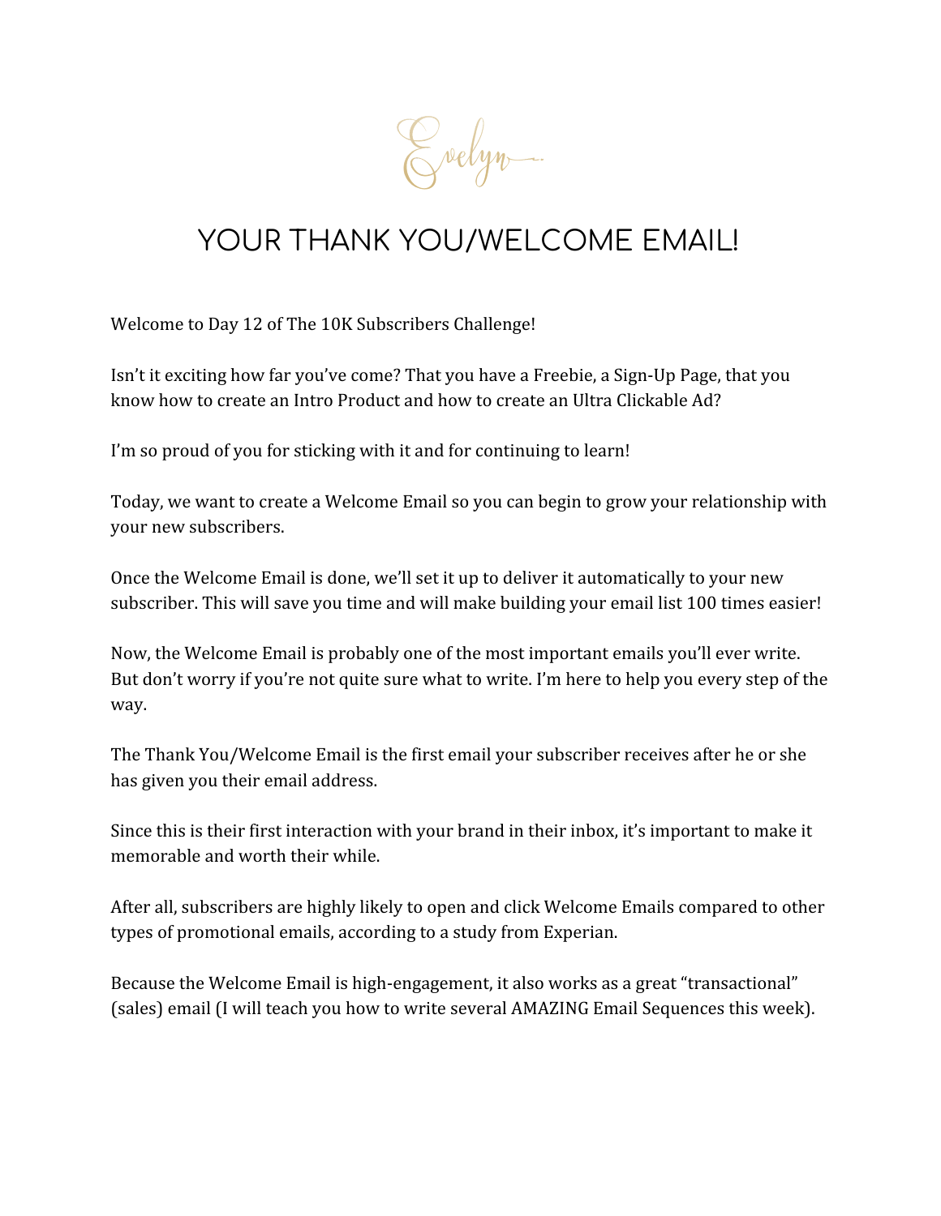Evelyn

# YOUR THANK YOU/WELCOME EMAIL!

Welcome to Day 12 of The 10K Subscribers Challenge!

Isn't it exciting how far you've come? That you have a Freebie, a Sign-Up Page, that you know how to create an Intro Product and how to create an Ultra Clickable Ad?

I'm so proud of you for sticking with it and for continuing to learn!

Today, we want to create a Welcome Email so you can begin to grow your relationship with your new subscribers.

Once the Welcome Email is done, we'll set it up to deliver it automatically to your new subscriber. This will save you time and will make building your email list 100 times easier!

Now, the Welcome Email is probably one of the most important emails you'll ever write. But don't worry if you're not quite sure what to write. I'm here to help you every step of the way.

The Thank You/Welcome Email is the first email your subscriber receives after he or she has given you their email address.

Since this is their first interaction with your brand in their inbox, it's important to make it memorable and worth their while.

After all, subscribers are highly likely to open and click Welcome Emails compared to other types of promotional emails, according to a study from Experian.

Because the Welcome Email is high-engagement, it also works as a great "transactional" (sales) email (I will teach you how to write several AMAZING Email Sequences this week).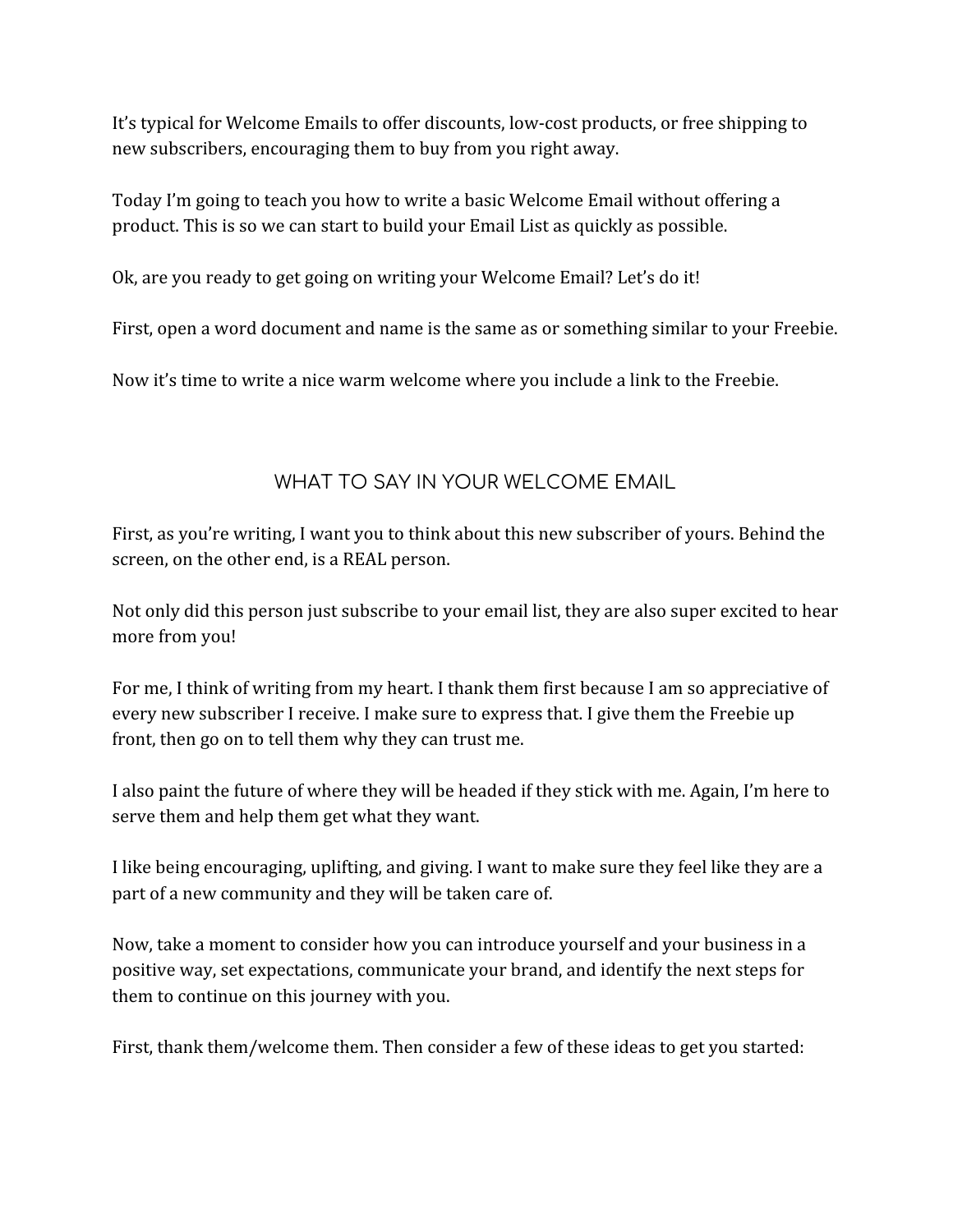It's typical for Welcome Emails to offer discounts, low-cost products, or free shipping to new subscribers, encouraging them to buy from you right away.

Today I'm going to teach you how to write a basic Welcome Email without offering a product. This is so we can start to build your Email List as quickly as possible.

Ok, are you ready to get going on writing your Welcome Email? Let's do it!

First, open a word document and name is the same as or something similar to your Freebie.

Now it's time to write a nice warm welcome where you include a link to the Freebie.

## WHAT TO SAY IN YOUR WELCOME EMAIL

First, as you're writing, I want you to think about this new subscriber of yours. Behind the screen, on the other end, is a REAL person.

Not only did this person just subscribe to your email list, they are also super excited to hear more from you!

For me, I think of writing from my heart. I thank them first because I am so appreciative of every new subscriber I receive. I make sure to express that. I give them the Freebie up front, then go on to tell them why they can trust me.

I also paint the future of where they will be headed if they stick with me. Again, I'm here to serve them and help them get what they want.

I like being encouraging, uplifting, and giving. I want to make sure they feel like they are a part of a new community and they will be taken care of.

Now, take a moment to consider how you can introduce yourself and your business in a positive way, set expectations, communicate your brand, and identify the next steps for them to continue on this journey with you.

First, thank them/welcome them. Then consider a few of these ideas to get you started: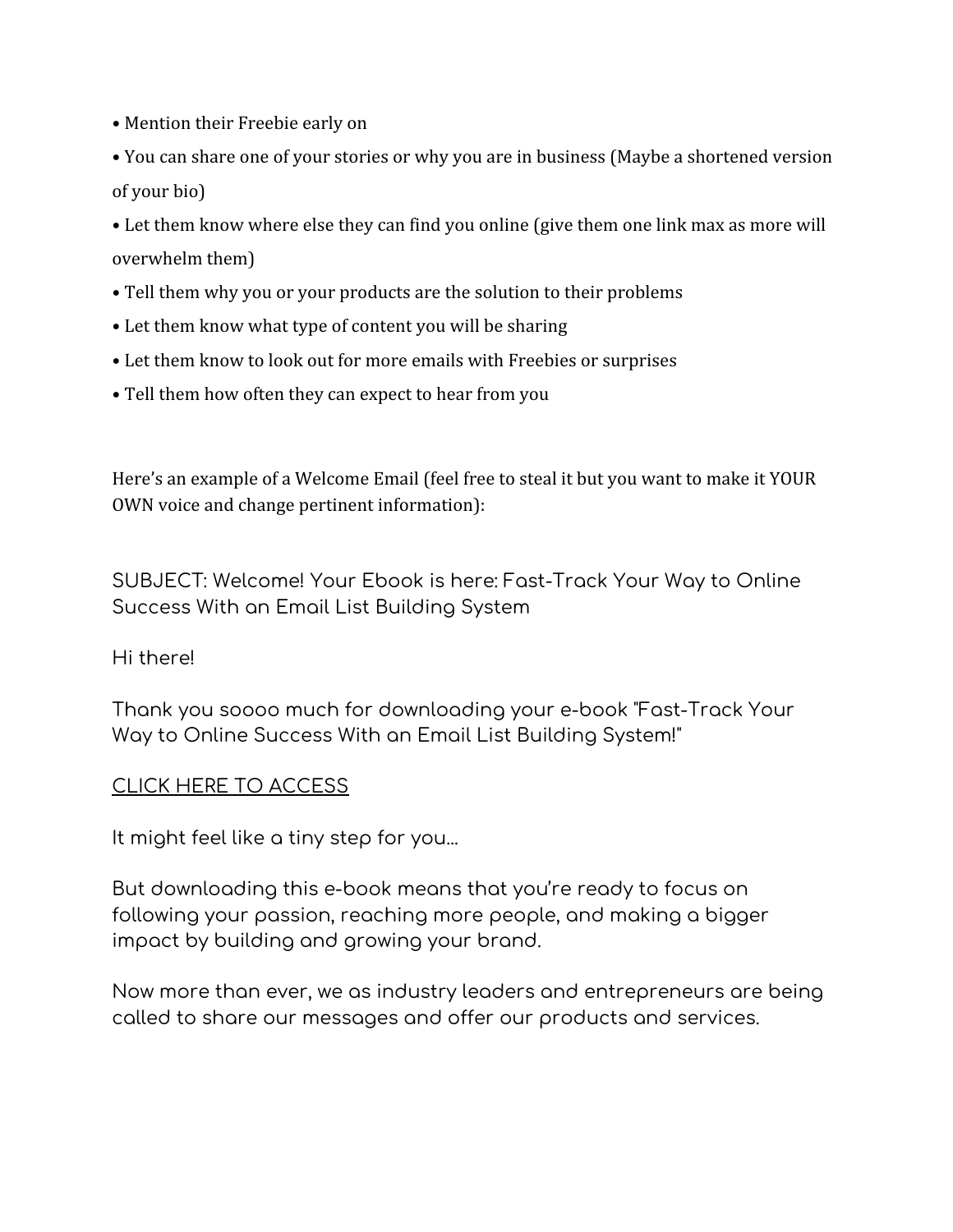- Mention their Freebie early on
- You can share one of your stories or why you are in business (Maybe a shortened version of your bio)
- Let them know where else they can find you online (give them one link max as more will overwhelm them)
- Tell them why you or your products are the solution to their problems
- Let them know what type of content you will be sharing
- Let them know to look out for more emails with Freebies or surprises
- Tell them how often they can expect to hear from you

Here's an example of a Welcome Email (feel free to steal it but you want to make it YOUR OWN voice and change pertinent information):

SUBJECT: Welcome! Your Ebook is here: Fast-Track Your Way to Online Success With an Email List Building System

Hi there!

Thank you soooo much for downloading your e-book "Fast-Track Your Way to Online Success With an Email List Building System!"

<u>CLICK HERE TO ACCESS</u>

It might feel like a tiny step for you...

But downloading this e-book means that you're ready to focus on following your passion, reaching more people, and making a bigger impact by building and growing your brand.

Now more than ever, we as industry leaders and entrepreneurs are being called to share our messages and offer our products and services.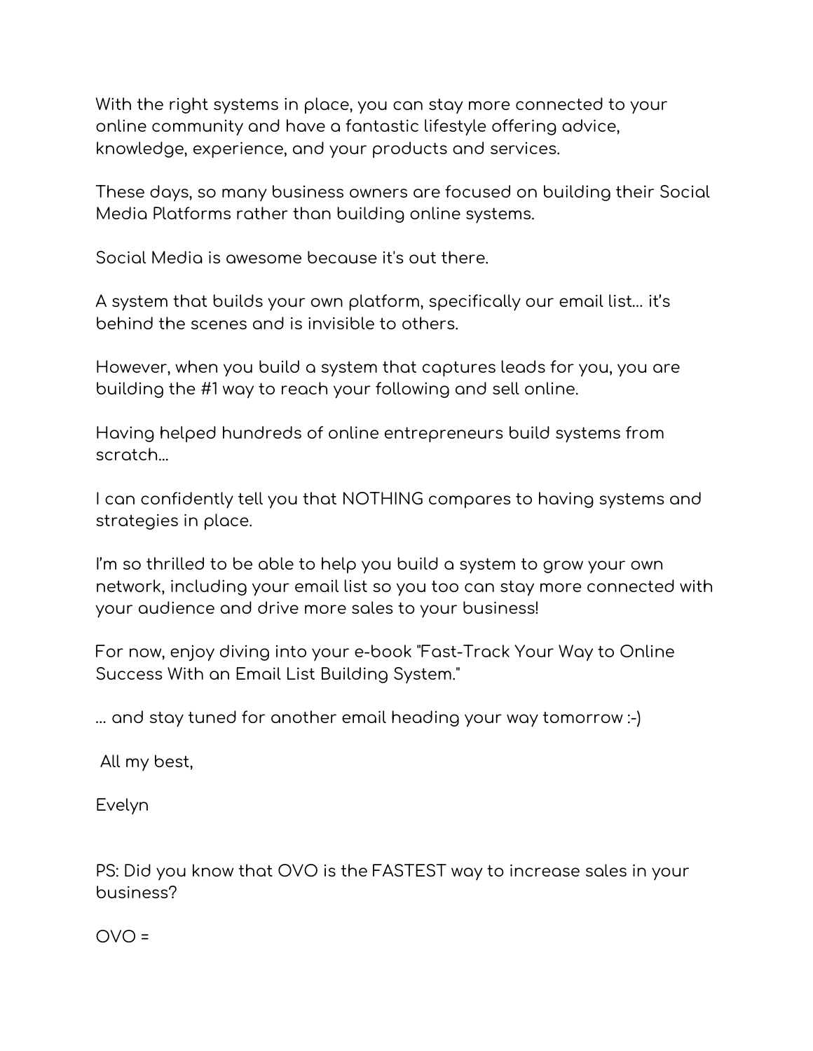With the right systems in place, you can stay more connected to your online community and have a fantastic lifestyle offering advice, knowledge, experience, and your products and services.

These days, so many business owners are focused on building their Social Media Platforms rather than building online systems.

Social Media is awesome because it's out there.

A system that builds your own platform, specifically our email list… it's behind the scenes and is invisible to others.

However, when you build a system that captures leads for you, you are building the #1 way to reach your following and sell online.

Having helped hundreds of online entrepreneurs build systems from scratch…

I can confidently tell you that NOTHING compares to having systems and strategies in place.

I'm so thrilled to be able to help you build a system to grow your own network, including your email list so you too can stay more connected with your audience and drive more sales to your business!

For now, enjoy diving into your e-book "Fast-Track Your Way to Online Success With an Email List Building System."

… and stay tuned for another email heading your way tomorrow :-)

All my best,

Evelyn

PS: Did you know that OVO is the FASTEST way to increase sales in your business?

OVO =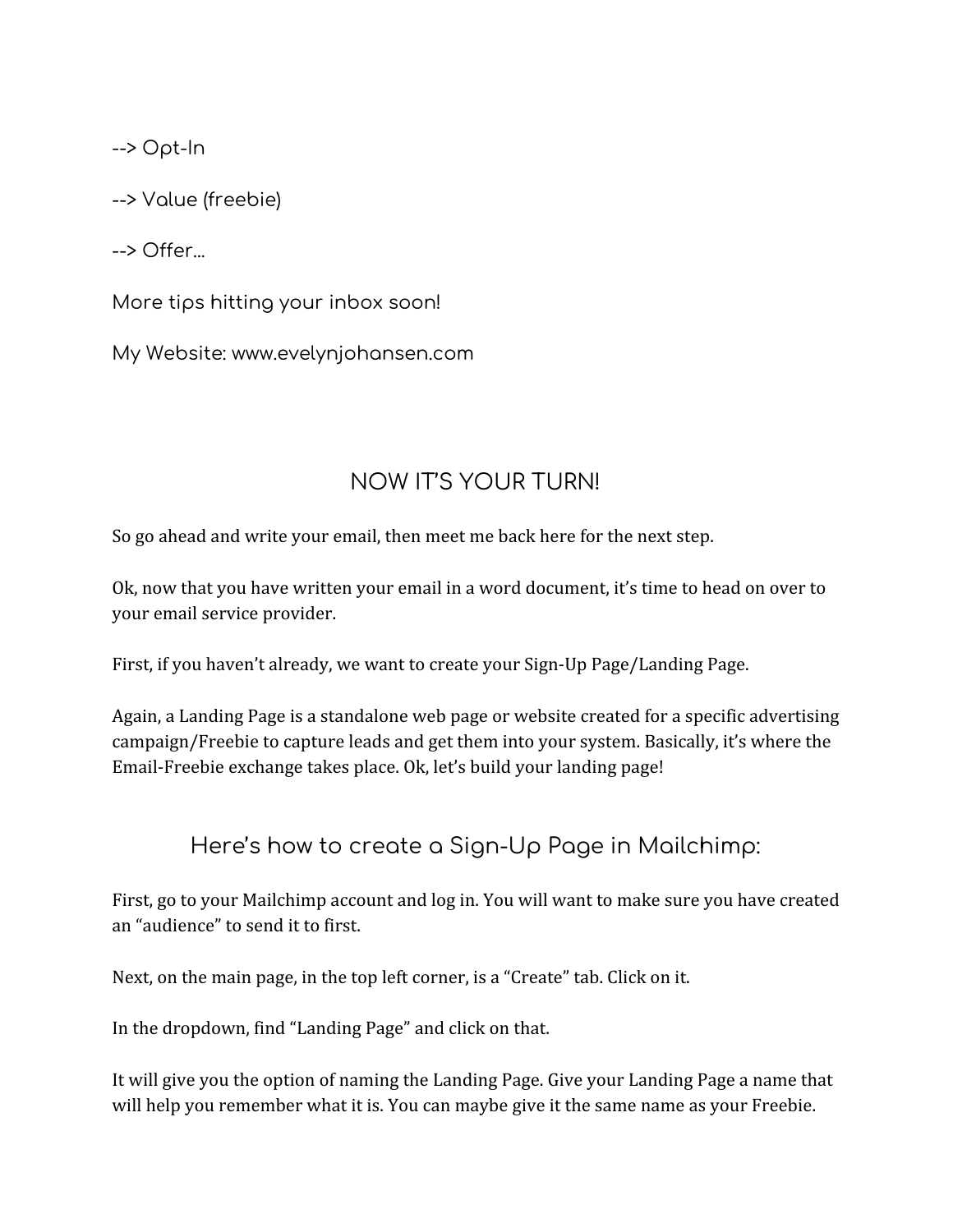--> Opt-In

--> Value (freebie)

--> Offer...

More tips hitting your inbox soon!

My Website: www.evelynjohansen.com

## NOW IT'S YOUR TURN!

So go ahead and write your email, then meet me back here for the next step.

Ok, now that you have written your email in a word document, it's time to head on over to your email service provider.

First, if you haven't already, we want to create your Sign-Up Page/Landing Page.

Again, a Landing Page is a standalone web page or website created for a specific advertising campaign/Freebie to capture leads and get them into your system. Basically, it's where the Email-Freebie exchange takes place. Ok, let's build your landing page!

## Here's how to create a Sign-Up Page in Mailchimp:

First, go to your Mailchimp account and log in. You will want to make sure you have created an "audience" to send it to first.

Next, on the main page, in the top left corner, is a "Create" tab. Click on it.

In the dropdown, find "Landing Page" and click on that.

It will give you the option of naming the Landing Page. Give your Landing Page a name that will help you remember what it is. You can maybe give it the same name as your Freebie.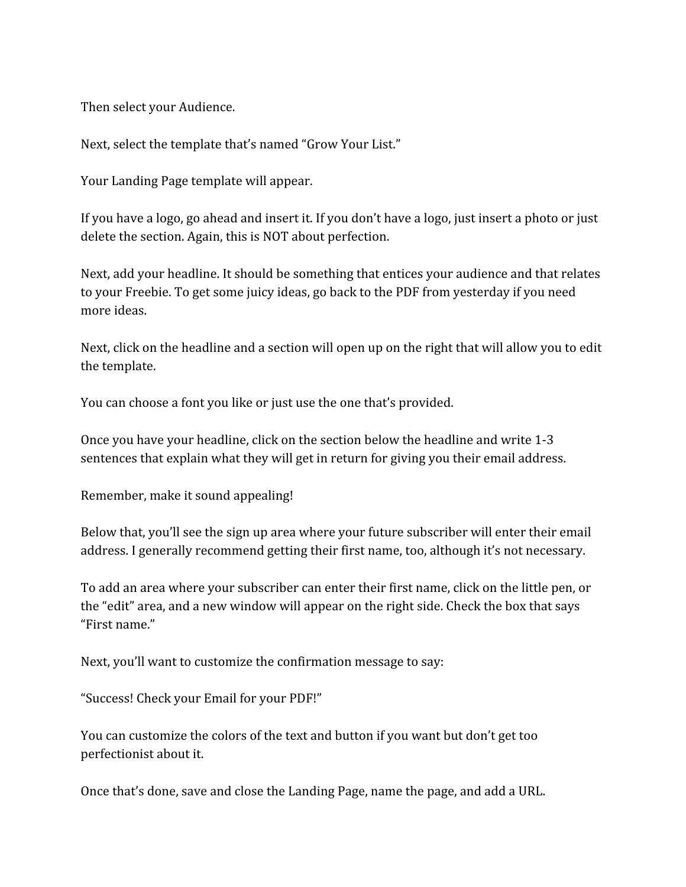Then select your Audience.

Next, select the template that's named "Grow Your List."

Your Landing Page template will appear.

If you have a logo, go ahead and insert it. If you don't have a logo, just insert a photo or just delete the section. Again, this is NOT about perfection.

Next, add your headline. It should be something that entices your audience and that relates to your Freebie. To get some juicy ideas, go back to the PDF from yesterday if you need more ideas.

Next, click on the headline and a section will open up on the right that will allow you to edit the template.

You can choose a font you like or just use the one that's provided.

Once you have your headline, click on the section below the headline and write 1-3 sentences that explain what they will get in return for giving you their email address.

Remember, make it sound appealing!

Below that, you'll see the sign up area where your future subscriber will enter their email address. I generally recommend getting their first name, too, although it's not necessary.

To add an area where your subscriber can enter their first name, click on the little pen, or the "edit" area, and a new window will appear on the right side. Check the box that says "First name."

Next, you'll want to customize the confirmation message to say:

"Success! Check your Email for your PDF!"

You can customize the colors of the text and button if you want but don't get too perfectionist about it.

Once that's done, save and close the Landing Page, name the page, and add a URL.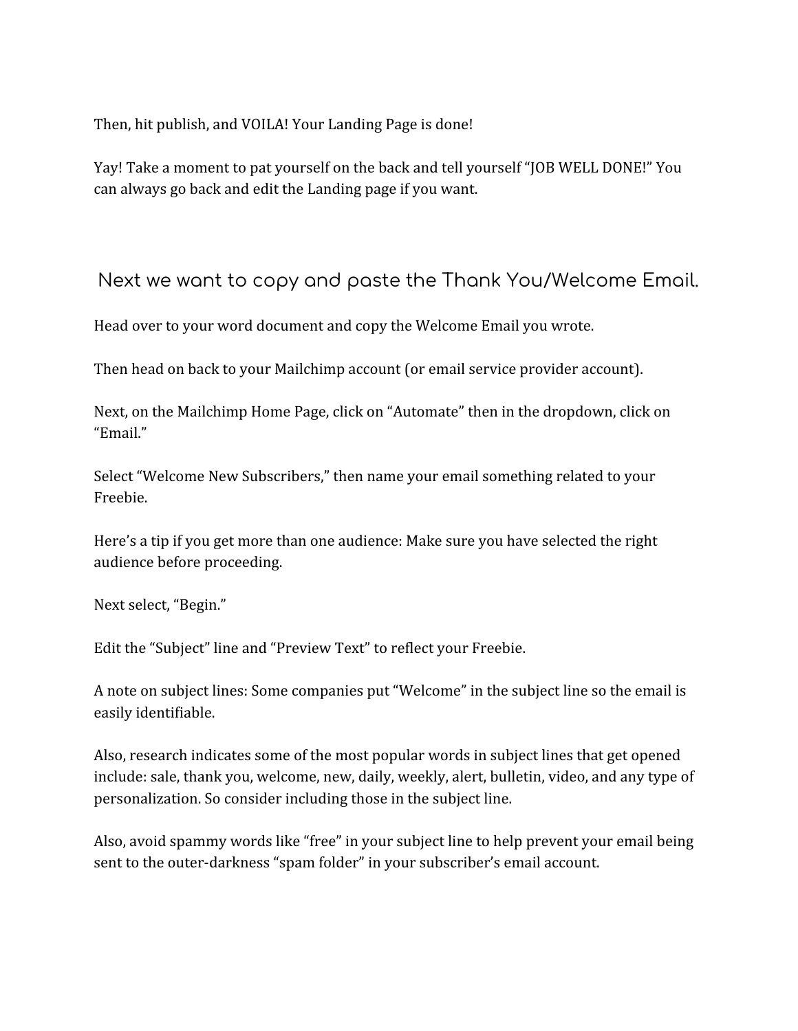Then, hit publish, and VOILA! Your Landing Page is done!

Yay! Take a moment to pat yourself on the back and tell yourself "JOB WELL DONE!" You can always go back and edit the Landing page if you want.

## Next we want to copy and paste the Thank You/Welcome Email.

Head over to your word document and copy the Welcome Email you wrote.

Then head on back to your Mailchimp account (or email service provider account).

Next, on the Mailchimp Home Page, click on "Automate" then in the dropdown, click on "Email."

Select "Welcome New Subscribers," then name your email something related to your Freebie.

Here's a tip if you get more than one audience: Make sure you have selected the right audience before proceeding.

Next select, "Begin."

Edit the "Subject" line and "Preview Text" to reflect your Freebie.

A note on subject lines: Some companies put "Welcome" in the subject line so the email is easily identifiable.

Also, research indicates some of the most popular words in subject lines that get opened include: sale, thank you, welcome, new, daily, weekly, alert, bulletin, video, and any type of personalization. So consider including those in the subject line.

Also, avoid spammy words like "free" in your subject line to help prevent your email being sent to the outer-darkness "spam folder" in your subscriber's email account.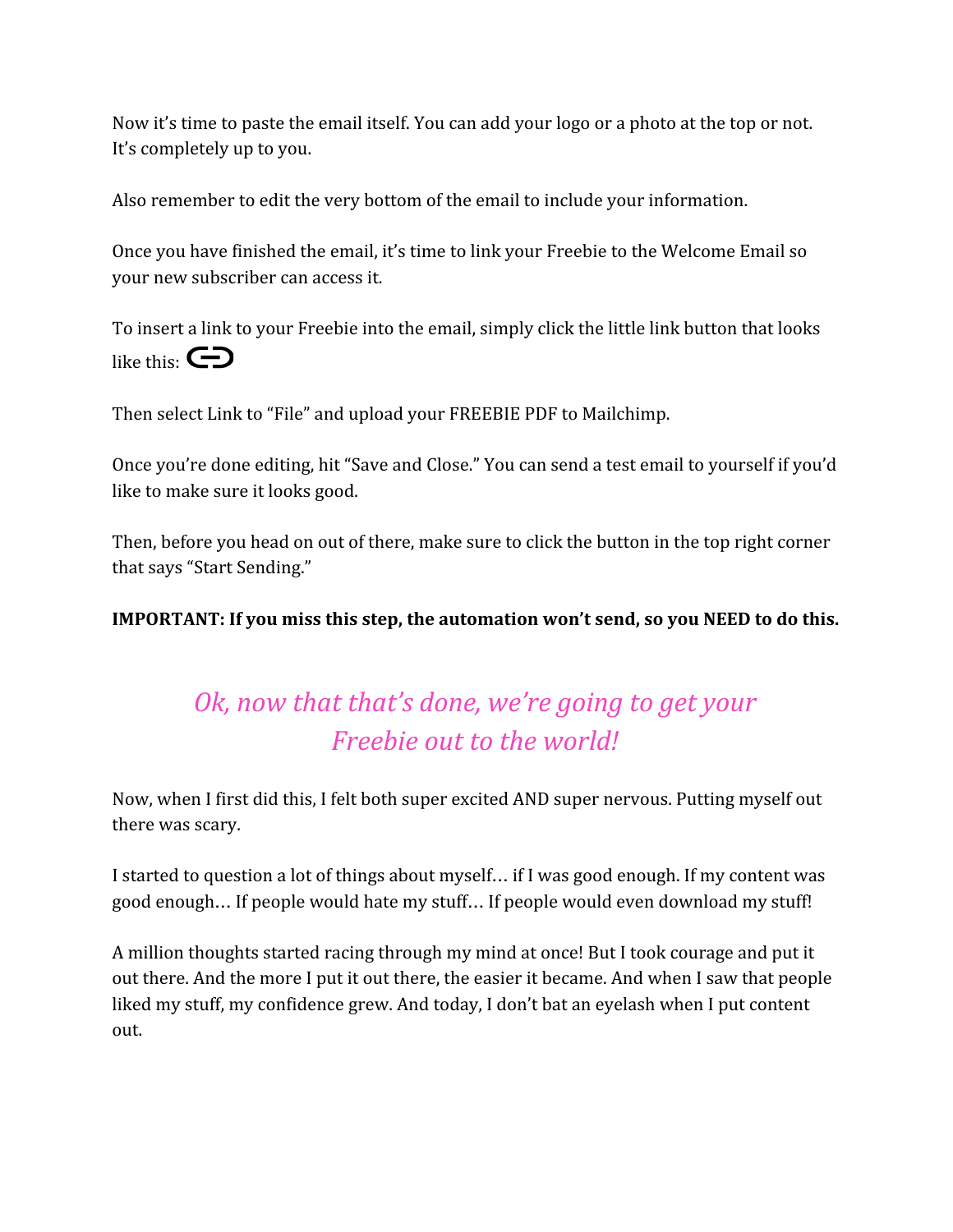Now it's time to paste the email itself. You can add your logo or a photo at the top or not. It's completely up to you.

Also remember to edit the very bottom of the email to include your information.

Once you have finished the email, it's time to link your Freebie to the Welcome Email so your new subscriber can access it.

To insert a link to your Freebie into the email, simply click the little link button that looks like this: 🔗

Then select Link to "File" and upload your FREEBIE PDF to Mailchimp.

Once you're done editing, hit "Save and Close." You can send a test email to yourself if you'd like to make sure it looks good.

Then, before you head on out of there, make sure to click the button in the top right corner that says "Start Sending."

**IMPORTANT: If you miss this step, the automation won't send, so you NEED to do this.**

## *Ok, now that that's done, we're going to get your Freebie out to the world!*

Now, when I first did this, I felt both super excited AND super nervous. Putting myself out there was scary.

I started to question a lot of things about myself… if I was good enough. If my content was good enough… If people would hate my stuff… If people would even download my stuff!

A million thoughts started racing through my mind at once! But I took courage and put it out there. And the more I put it out there, the easier it became. And when I saw that people liked my stuff, my confidence grew. And today, I don't bat an eyelash when I put content out.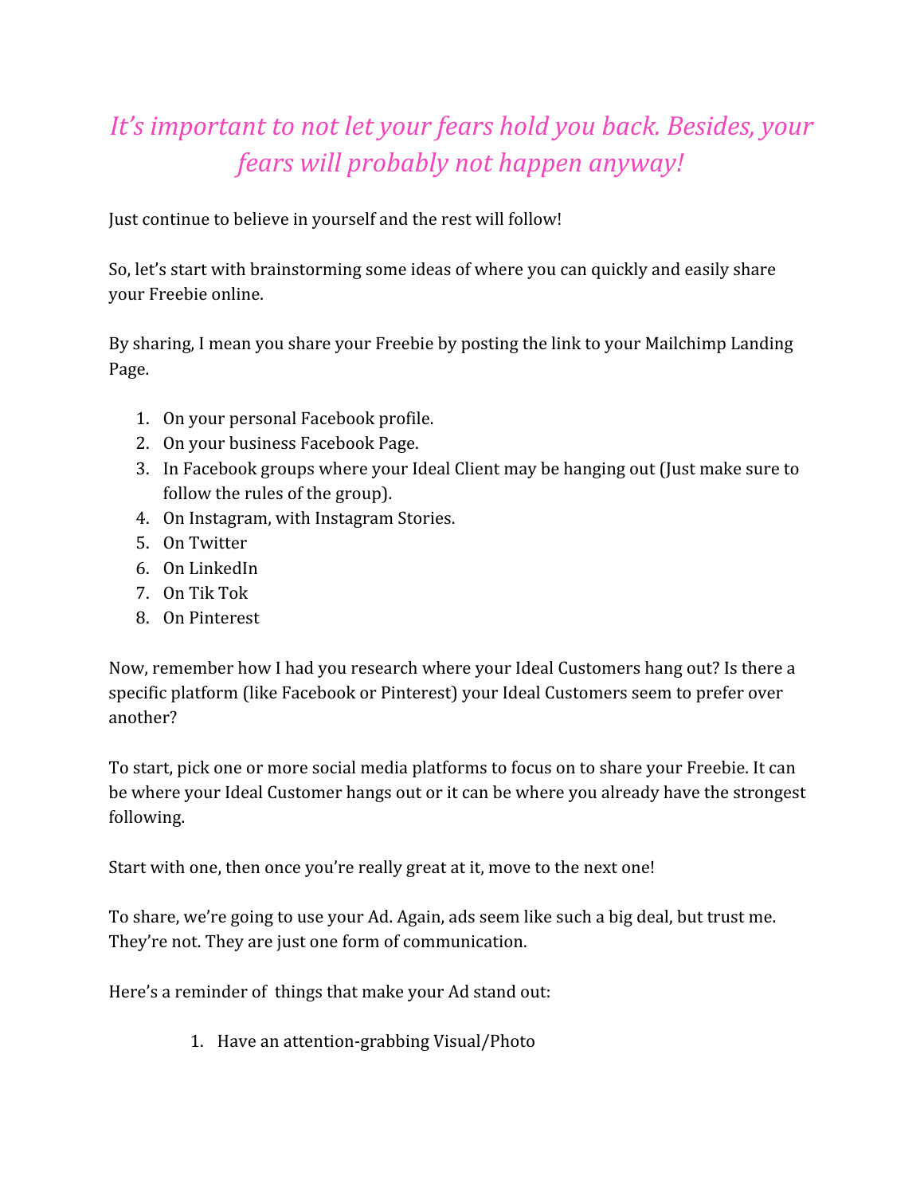*It's important to not let your fears hold you back. Besides, your fears will probably not happen anyway!*

Just continue to believe in yourself and the rest will follow!

So, let's start with brainstorming some ideas of where you can quickly and easily share your Freebie online.

By sharing, I mean you share your Freebie by posting the link to your Mailchimp Landing Page.

1. On your personal Facebook profile.
2. On your business Facebook Page.
3. In Facebook groups where your Ideal Client may be hanging out (Just make sure to follow the rules of the group).
4. On Instagram, with Instagram Stories.
5. On Twitter
6. On LinkedIn
7. On Tik Tok
8. On Pinterest

Now, remember how I had you research where your Ideal Customers hang out? Is there a specific platform (like Facebook or Pinterest) your Ideal Customers seem to prefer over another?

To start, pick one or more social media platforms to focus on to share your Freebie. It can be where your Ideal Customer hangs out or it can be where you already have the strongest following.

Start with one, then once you're really great at it, move to the next one!

To share, we're going to use your Ad. Again, ads seem like such a big deal, but trust me. They're not. They are just one form of communication.

Here's a reminder of things that make your Ad stand out:

1. Have an attention-grabbing Visual/Photo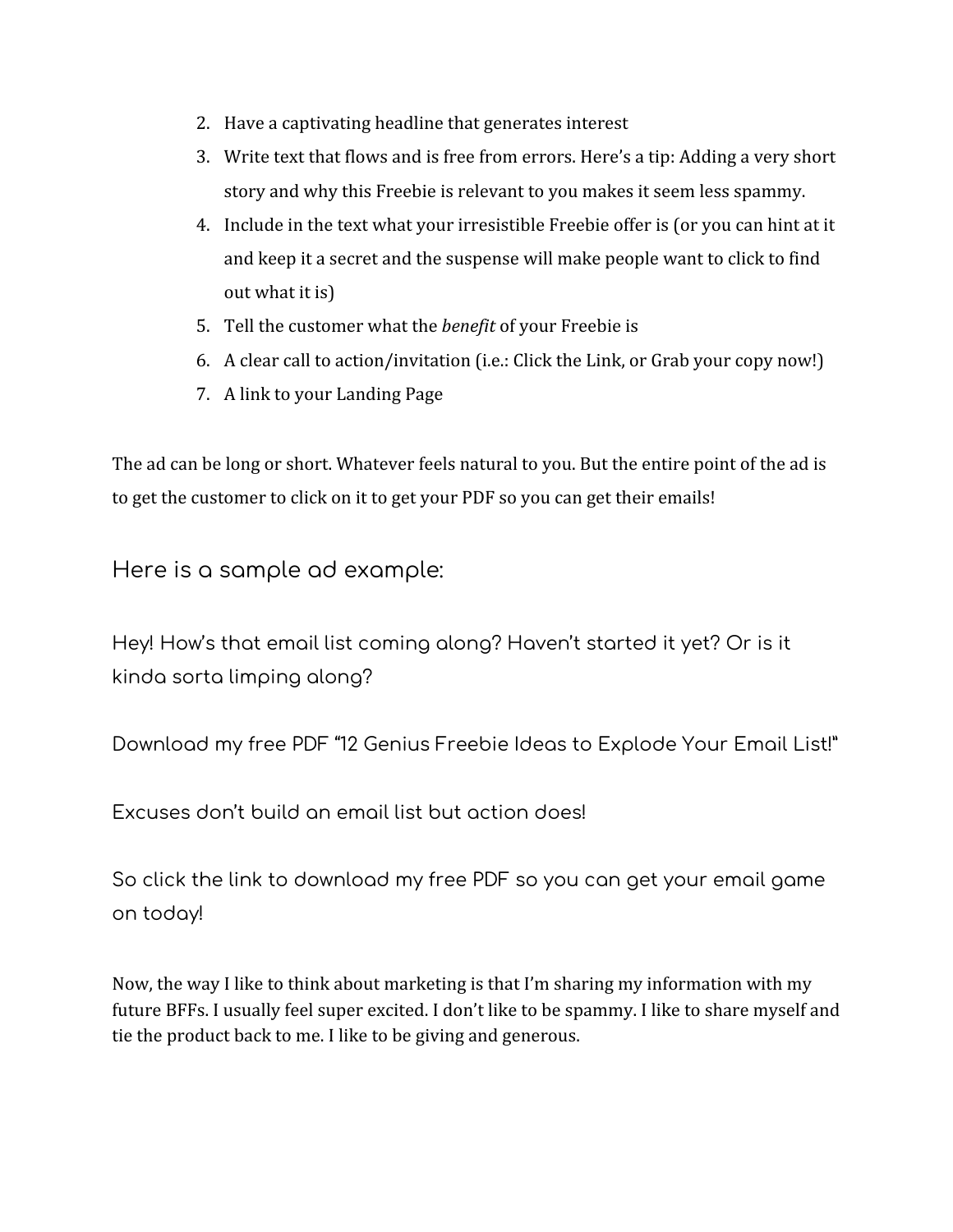2. Have a captivating headline that generates interest
3. Write text that flows and is free from errors. Here's a tip: Adding a very short story and why this Freebie is relevant to you makes it seem less spammy.
4. Include in the text what your irresistible Freebie offer is (or you can hint at it and keep it a secret and the suspense will make people want to click to find out what it is)
5. Tell the customer what the *benefit* of your Freebie is
6. A clear call to action/invitation (i.e.: Click the Link, or Grab your copy now!)
7. A link to your Landing Page

The ad can be long or short. Whatever feels natural to you. But the entire point of the ad is to get the customer to click on it to get your PDF so you can get their emails!

## Here is a sample ad example:

Hey! How's that email list coming along? Haven't started it yet? Or is it kinda sorta limping along?

Download my free PDF "12 Genius Freebie Ideas to Explode Your Email List!"

Excuses don't build an email list but action does!

So click the link to download my free PDF so you can get your email game on today!

Now, the way I like to think about marketing is that I'm sharing my information with my future BFFs. I usually feel super excited. I don't like to be spammy. I like to share myself and tie the product back to me. I like to be giving and generous.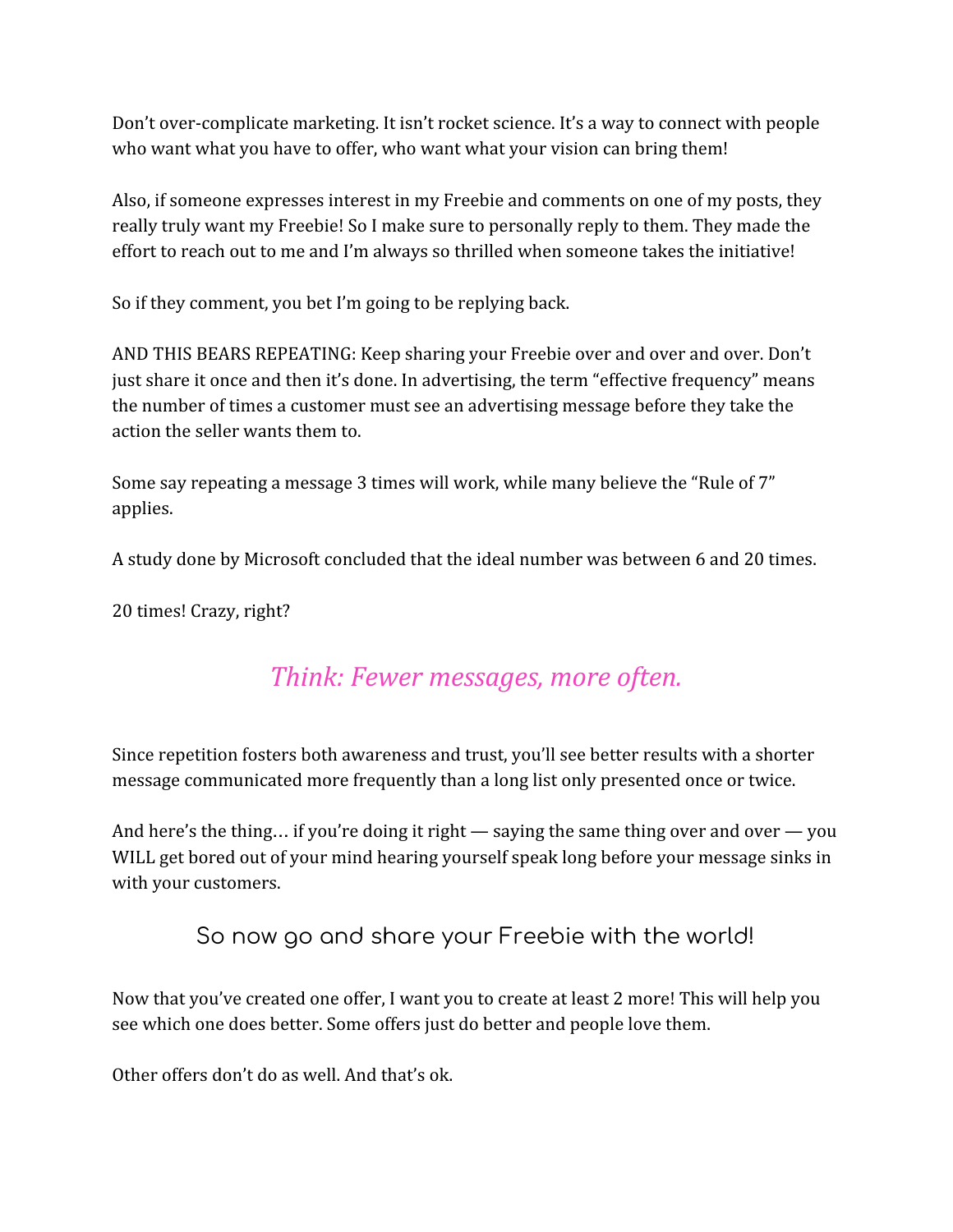Don't over-complicate marketing. It isn't rocket science. It's a way to connect with people who want what you have to offer, who want what your vision can bring them!

Also, if someone expresses interest in my Freebie and comments on one of my posts, they really truly want my Freebie! So I make sure to personally reply to them. They made the effort to reach out to me and I'm always so thrilled when someone takes the initiative!

So if they comment, you bet I'm going to be replying back.

AND THIS BEARS REPEATING: Keep sharing your Freebie over and over and over. Don't just share it once and then it's done. In advertising, the term "effective frequency" means the number of times a customer must see an advertising message before they take the action the seller wants them to.

Some say repeating a message 3 times will work, while many believe the "Rule of 7" applies.

A study done by Microsoft concluded that the ideal number was between 6 and 20 times.

20 times! Crazy, right?

*Think: Fewer messages, more often.*

Since repetition fosters both awareness and trust, you'll see better results with a shorter message communicated more frequently than a long list only presented once or twice.

And here's the thing… if you're doing it right — saying the same thing over and over — you WILL get bored out of your mind hearing yourself speak long before your message sinks in with your customers.

## So now go and share your Freebie with the world!

Now that you've created one offer, I want you to create at least 2 more! This will help you see which one does better. Some offers just do better and people love them.

Other offers don't do as well. And that's ok.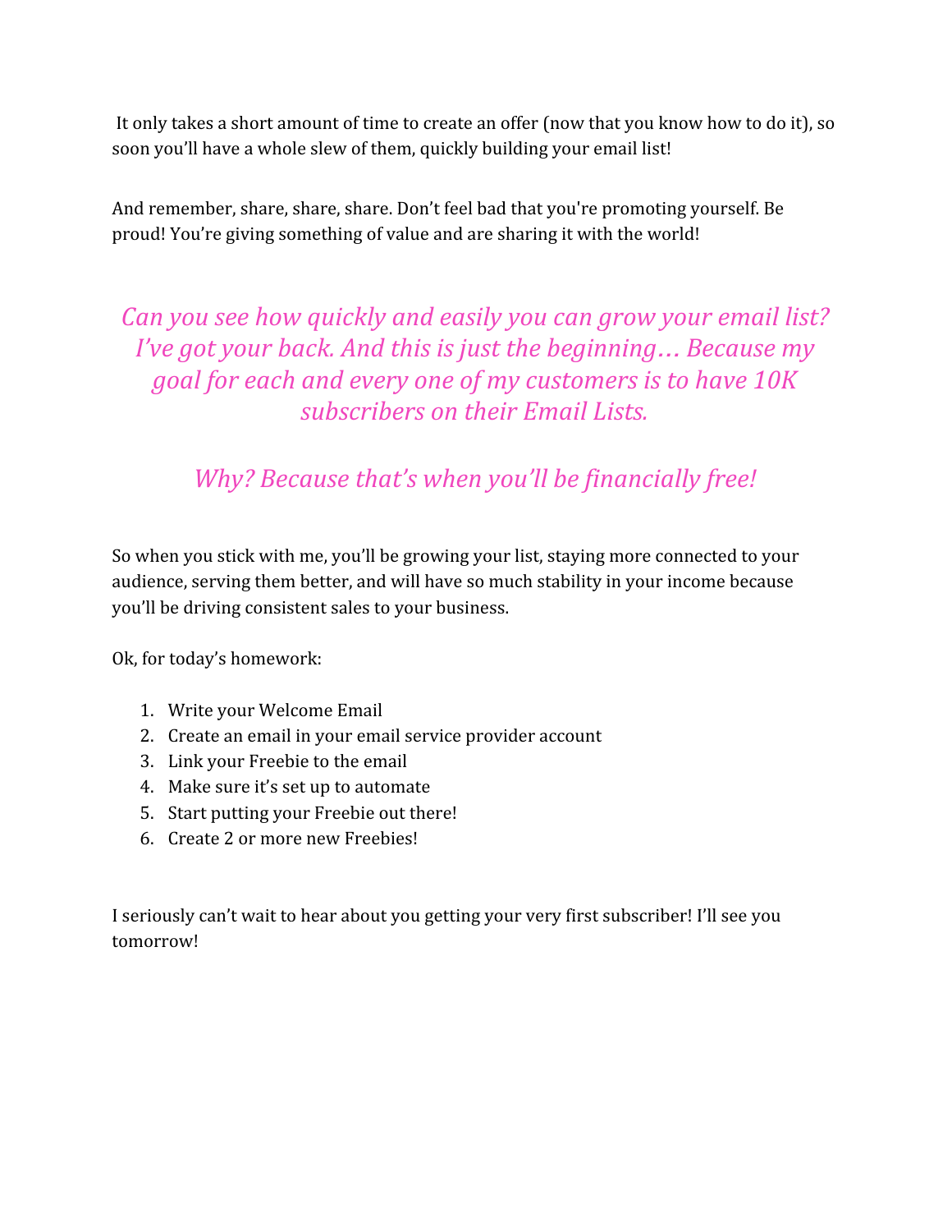It only takes a short amount of time to create an offer (now that you know how to do it), so soon you'll have a whole slew of them, quickly building your email list!

And remember, share, share, share. Don't feel bad that you're promoting yourself. Be proud! You're giving something of value and are sharing it with the world!

*Can you see how quickly and easily you can grow your email list? I've got your back. And this is just the beginning… Because my goal for each and every one of my customers is to have 10K subscribers on their Email Lists.*

*Why? Because that's when you'll be financially free!*

So when you stick with me, you'll be growing your list, staying more connected to your audience, serving them better, and will have so much stability in your income because you'll be driving consistent sales to your business.

Ok, for today's homework:

1. Write your Welcome Email
2. Create an email in your email service provider account
3. Link your Freebie to the email
4. Make sure it's set up to automate
5. Start putting your Freebie out there!
6. Create 2 or more new Freebies!

I seriously can't wait to hear about you getting your very first subscriber! I'll see you tomorrow!